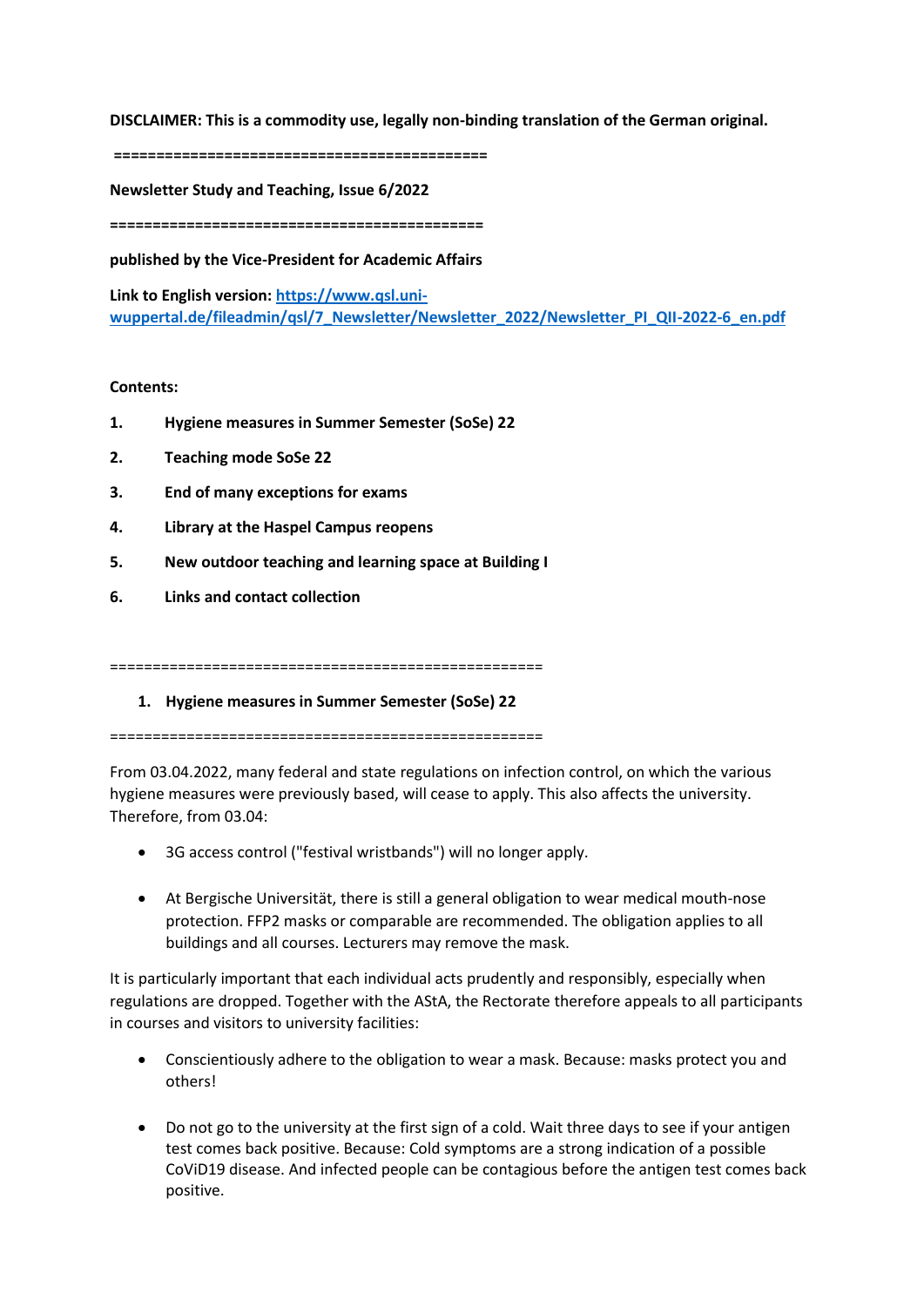**DISCLAIMER: This is a commodity use, legally non-binding translation of the German original.**

===========================================

**Newsletter Study and Teaching, Issue 6/2022**

===========================================

**published by the Vice-President for Academic Affairs**

**Link to English version: [https://www.qsl.uni-wuppertal.de/fileadmin/qsl/7_Newsletter/Newsletter_2022/Newsletter_PI_QII-2022-6_en.pdf](https://www.qsl.uni-wuppertal.de/fileadmin/qsl/7_Newsletter/Newsletter_2022/Newsletter_PI_QII-2022-6_en.pdf)**

**Contents:**

1. **Hygiene measures in Summer Semester (SoSe) 22**
2. **Teaching mode SoSe 22**
3. **End of many exceptions for exams**
4. **Library at the Haspel Campus reopens**
5. **New outdoor teaching and learning space at Building I**
6. **Links and contact collection**

==================================================

## 1. Hygiene measures in Summer Semester (SoSe) 22

==================================================

From 03.04.2022, many federal and state regulations on infection control, on which the various hygiene measures were previously based, will cease to apply. This also affects the university. Therefore, from 03.04:

- 3G access control ("festival wristbands") will no longer apply.
- At Bergische Universität, there is still a general obligation to wear medical mouth-nose protection. FFP2 masks or comparable are recommended. The obligation applies to all buildings and all courses. Lecturers may remove the mask.

It is particularly important that each individual acts prudently and responsibly, especially when regulations are dropped. Together with the AStA, the Rectorate therefore appeals to all participants in courses and visitors to university facilities:

- Conscientiously adhere to the obligation to wear a mask. Because: masks protect you and others!
- Do not go to the university at the first sign of a cold. Wait three days to see if your antigen test comes back positive. Because: Cold symptoms are a strong indication of a possible CoViD19 disease. And infected people can be contagious before the antigen test comes back positive.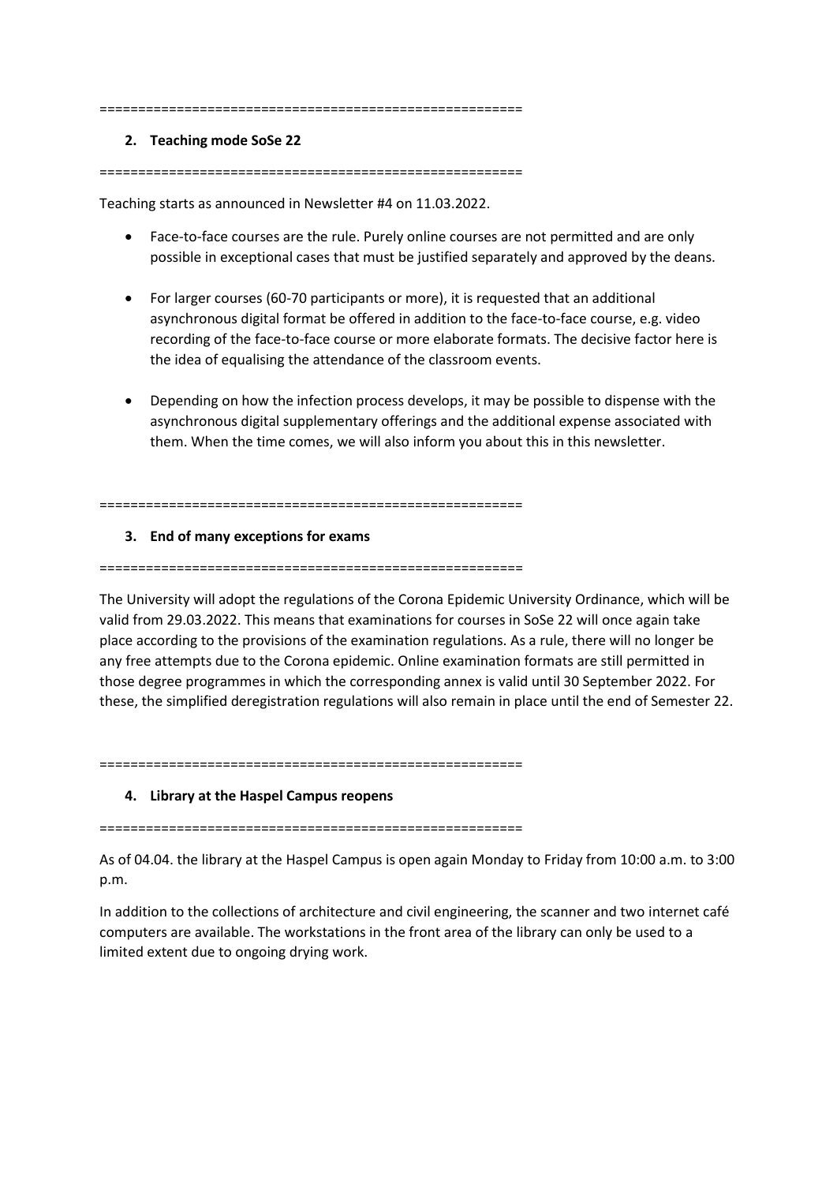=======================================================

## 2. Teaching mode SoSe 22

=======================================================

Teaching starts as announced in Newsletter #4 on 11.03.2022.

- Face-to-face courses are the rule. Purely online courses are not permitted and are only possible in exceptional cases that must be justified separately and approved by the deans.

- For larger courses (60-70 participants or more), it is requested that an additional asynchronous digital format be offered in addition to the face-to-face course, e.g. video recording of the face-to-face course or more elaborate formats. The decisive factor here is the idea of equalising the attendance of the classroom events.

- Depending on how the infection process develops, it may be possible to dispense with the asynchronous digital supplementary offerings and the additional expense associated with them. When the time comes, we will also inform you about this in this newsletter.

=======================================================

## 3. End of many exceptions for exams

=======================================================

The University will adopt the regulations of the Corona Epidemic University Ordinance, which will be valid from 29.03.2022. This means that examinations for courses in SoSe 22 will once again take place according to the provisions of the examination regulations. As a rule, there will no longer be any free attempts due to the Corona epidemic. Online examination formats are still permitted in those degree programmes in which the corresponding annex is valid until 30 September 2022. For these, the simplified deregistration regulations will also remain in place until the end of Semester 22.

=======================================================

## 4. Library at the Haspel Campus reopens

=======================================================

As of 04.04. the library at the Haspel Campus is open again Monday to Friday from 10:00 a.m. to 3:00 p.m.

In addition to the collections of architecture and civil engineering, the scanner and two internet café computers are available. The workstations in the front area of the library can only be used to a limited extent due to ongoing drying work.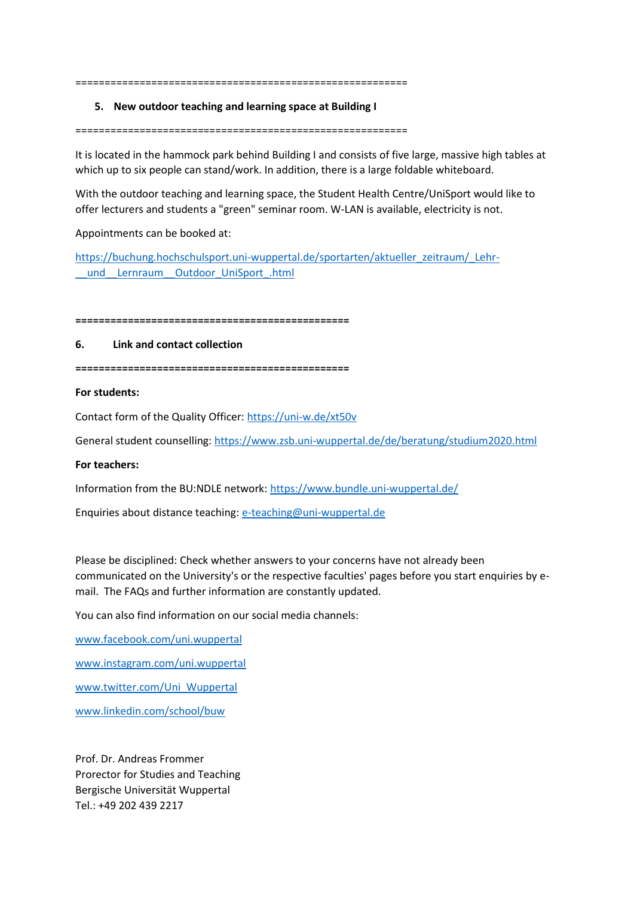=========================================================

## 5. New outdoor teaching and learning space at Building I

=========================================================

It is located in the hammock park behind Building I and consists of five large, massive high tables at which up to six people can stand/work. In addition, there is a large foldable whiteboard.

With the outdoor teaching and learning space, the Student Health Centre/UniSport would like to offer lecturers and students a "green" seminar room. W-LAN is available, electricity is not.

Appointments can be booked at:

https://buchung.hochschulsport.uni-wuppertal.de/sportarten/aktueller_zeitraum/_Lehr-__und__Lernraum__Outdoor_UniSport_.html

===============================================

## 6. Link and contact collection

===============================================

**For students:**

Contact form of the Quality Officer: https://uni-w.de/xt50v

General student counselling: https://www.zsb.uni-wuppertal.de/de/beratung/studium2020.html

**For teachers:**

Information from the BU:NDLE network: https://www.bundle.uni-wuppertal.de/

Enquiries about distance teaching: e-teaching@uni-wuppertal.de

Please be disciplined: Check whether answers to your concerns have not already been communicated on the University's or the respective faculties' pages before you start enquiries by e-mail. The FAQs and further information are constantly updated.

You can also find information on our social media channels:

www.facebook.com/uni.wuppertal

www.instagram.com/uni.wuppertal

www.twitter.com/Uni_Wuppertal

www.linkedin.com/school/buw

Prof. Dr. Andreas Frommer
Prorector for Studies and Teaching
Bergische Universität Wuppertal
Tel.: +49 202 439 2217